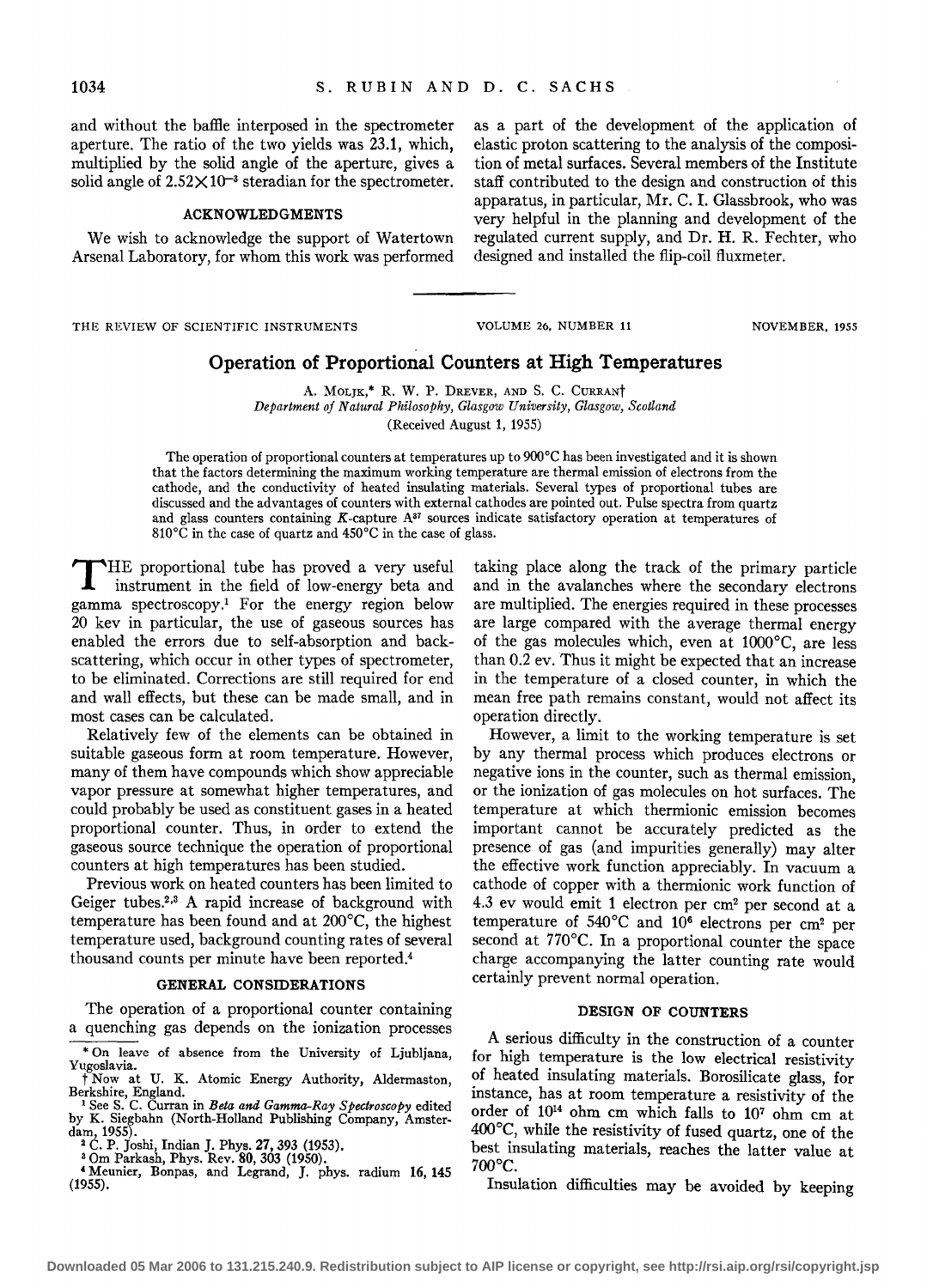and without the baffle interposed in the spectrometer aperture. The ratio of the two yields was 23.1, which, multiplied by the solid angle of the aperture, gives a solid angle of $2.52\times10^{-3}$ steradian for the spectrometer.

## ACKNOWLEDGMENTS

We wish to acknowledge the support of Watertown Arsenal Laboratory, for whom this work was performed as a part of the development of the application of elastic proton scattering to the analysis of the composition of metal surfaces. Several members of the Institute staff contributed to the design and construction of this apparatus, in particular, Mr. C. I. Glassbrook, who was very helpful in the planning and development of the regulated current supply, and Dr. H. R. Fechter, who designed and installed the flip-coil fluxmeter.

---

THE REVIEW OF SCIENTIFIC INSTRUMENTS VOLUME 26, NUMBER 11 NOVEMBER, 1955

# Operation of Proportional Counters at High Temperatures

A. MOLJK,* R. W. P. DREVER, AND S. C. CURRAN†
*Department of Natural Philosophy, Glasgow University, Glasgow, Scotland*
(Received August 1, 1955)

The operation of proportional counters at temperatures up to 900°C has been investigated and it is shown that the factors determining the maximum working temperature are thermal emission of electrons from the cathode, and the conductivity of heated insulating materials. Several types of proportional tubes are discussed and the advantages of counters with external cathodes are pointed out. Pulse spectra from quartz and glass counters containing *K*-capture $A^{37}$ sources indicate satisfactory operation at temperatures of 810°C in the case of quartz and 450°C in the case of glass.

THE proportional tube has proved a very useful instrument in the field of low-energy beta and gamma spectroscopy.[1] For the energy region below 20 kev in particular, the use of gaseous sources has enabled the errors due to self-absorption and backscattering, which occur in other types of spectrometer, to be eliminated. Corrections are still required for end and wall effects, but these can be made small, and in most cases can be calculated.

Relatively few of the elements can be obtained in suitable gaseous form at room temperature. However, many of them have compounds which show appreciable vapor pressure at somewhat higher temperatures, and could probably be used as constituent gases in a heated proportional counter. Thus, in order to extend the gaseous source technique the operation of proportional counters at high temperatures has been studied.

Previous work on heated counters has been limited to Geiger tubes.[2,3] A rapid increase of background with temperature has been found and at 200°C, the highest temperature used, background counting rates of several thousand counts per minute have been reported.[4]

## GENERAL CONSIDERATIONS

The operation of a proportional counter containing a quenching gas depends on the ionization processes taking place along the track of the primary particle and in the avalanches where the secondary electrons are multiplied. The energies required in these processes are large compared with the average thermal energy of the gas molecules which, even at 1000°C, are less than 0.2 ev. Thus it might be expected that an increase in the temperature of a closed counter, in which the mean free path remains constant, would not affect its operation directly.

However, a limit to the working temperature is set by any thermal process which produces electrons or negative ions in the counter, such as thermal emission, or the ionization of gas molecules on hot surfaces. The temperature at which thermionic emission becomes important cannot be accurately predicted as the presence of gas (and impurities generally) may alter the effective work function appreciably. In vacuum a cathode of copper with a thermionic work function of 4.3 ev would emit 1 electron per cm$^2$ per second at a temperature of 540°C and $10^6$ electrons per cm$^2$ per second at 770°C. In a proportional counter the space charge accompanying the latter counting rate would certainly prevent normal operation.

## DESIGN OF COUNTERS

A serious difficulty in the construction of a counter for high temperature is the low electrical resistivity of heated insulating materials. Borosilicate glass, for instance, has at room temperature a resistivity of the order of $10^{14}$ ohm cm which falls to $10^7$ ohm cm at 400°C, while the resistivity of fused quartz, one of the best insulating materials, reaches the latter value at 700°C.

Insulation difficulties may be avoided by keeping

---

* On leave of absence from the University of Ljubljana, Yugoslavia.
† Now at U. K. Atomic Energy Authority, Aldermaston, Berkshire, England.
[1] See S. C. Curran in *Beta and Gamma-Ray Spectroscopy* edited by K. Siegbahn (North-Holland Publishing Company, Amsterdam, 1955).
[2] C. P. Joshi, Indian J. Phys. **27**, 393 (1953).
[3] Om Parkash, Phys. Rev. **80**, 303 (1950).
[4] Meunier, Bonpas, and Legrand, J. phys. radium **16**, 145 (1955).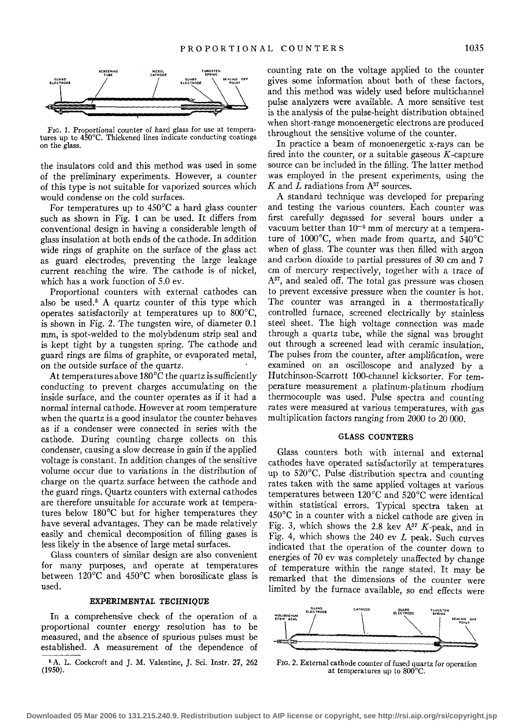FIG. 1. Proportional counter of hard glass for use at temperatures up to 450°C. Thickened lines indicate conducting coatings on the glass.

the insulators cold and this method was used in some of the preliminary experiments. However, a counter of this type is not suitable for vaporized sources which would condense on the cold surfaces.

For temperatures up to 450°C a hard glass counter such as shown in Fig. 1 can be used. It differs from conventional design in having a considerable length of glass insulation at both ends of the cathode. In addition wide rings of graphite on the surface of the glass act as guard electrodes, preventing the large leakage current reaching the wire. The cathode is of nickel, which has a work function of 5.0 ev.

Proportional counters with external cathodes can also be used.[5] A quartz counter of this type which operates satisfactorily at temperatures up to 800°C, is shown in Fig. 2. The tungsten wire, of diameter 0.1 mm, is spot-welded to the molybdenum strip seal and is kept tight by a tungsten spring. The cathode and guard rings are films of graphite, or evaporated metal, on the outside surface of the quartz.

At temperatures above 180°C the quartz is sufficiently conducting to prevent charges accumulating on the inside surface, and the counter operates as if it had a normal internal cathode. However at room temperature when the quartz is a good insulator the counter behaves as if a condenser were connected in series with the cathode. During counting charge collects on this condenser, causing a slow decrease in gain if the applied voltage is constant. In addition changes of the sensitive volume occur due to variations in the distribution of charge on the quartz surface between the cathode and the guard rings. Quartz counters with external cathodes are therefore unsuitable for accurate work at temperatures below 180°C but for higher temperatures they have several advantages. They can be made relatively easily and chemical decomposition of filling gases is less likely in the absence of large metal surfaces.

Glass counters of similar design are also convenient for many purposes, and operate at temperatures between 120°C and 450°C when borosilicate glass is used.

## EXPERIMENTAL TECHNIQUE

In a comprehensive check of the operation of a proportional counter energy resolution has to be measured, and the absence of spurious pulses must be established. A measurement of the dependence of counting rate on the voltage applied to the counter gives some information about both of these factors, and this method was widely used before multichannel pulse analyzers were available. A more sensitive test is the analysis of the pulse-height distribution obtained when short-range monoenergetic electrons are produced throughout the sensitive volume of the counter.

In practice a beam of monoenergetic x-rays can be fired into the counter, or a suitable gaseous $K$-capture source can be included in the filling. The latter method was employed in the present experiments, using the $K$ and $L$ radiations from $A^{37}$ sources.

A standard technique was developed for preparing and testing the various counters. Each counter was first carefully degassed for several hours under a vacuum better than $10^{-5}$ mm of mercury at a temperature of 1000°C, when made from quartz, and 540°C when of glass. The counter was then filled with argon and carbon dioxide to partial pressures of 30 cm and 7 cm of mercury respectively, together with a trace of $A^{37}$, and sealed off. The total gas pressure was chosen to prevent excessive pressure when the counter is hot. The counter was arranged in a thermostatically controlled furnace, screened electrically by stainless steel sheet. The high voltage connection was made through a quartz tube, while the signal was brought out through a screened lead with ceramic insulation. The pulses from the counter, after amplification, were examined on an oscilloscope and analyzed by a Hutchinson-Scarrott 100-channel kicksorter. For temperature measurement a platinum-platinum rhodium thermocouple was used. Pulse spectra and counting rates were measured at various temperatures, with gas multiplication factors ranging from 2000 to 20 000.

## GLASS COUNTERS

Glass counters both with internal and external cathodes have operated satisfactorily at temperatures up to 520°C. Pulse distribution spectra and counting rates taken with the same applied voltages at various temperatures between 120°C and 520°C were identical within statistical errors. Typical spectra taken at 450°C in a counter with a nickel cathode are given in Fig. 3, which shows the 2.8 kev $A^{37}$ $K$-peak, and in Fig. 4, which shows the 240 ev $L$ peak. Such curves indicated that the operation of the counter down to energies of 70 ev was completely unaffected by change of temperature within the range stated. It may be remarked that the dimensions of the counter were limited by the furnace available, so end effects were

FIG. 2. External cathode counter of fused quartz for operation at temperatures up to 800°C.

[5] A. L. Cockcroft and J. M. Valentine, J. Sci. Instr. 27, 262 (1950).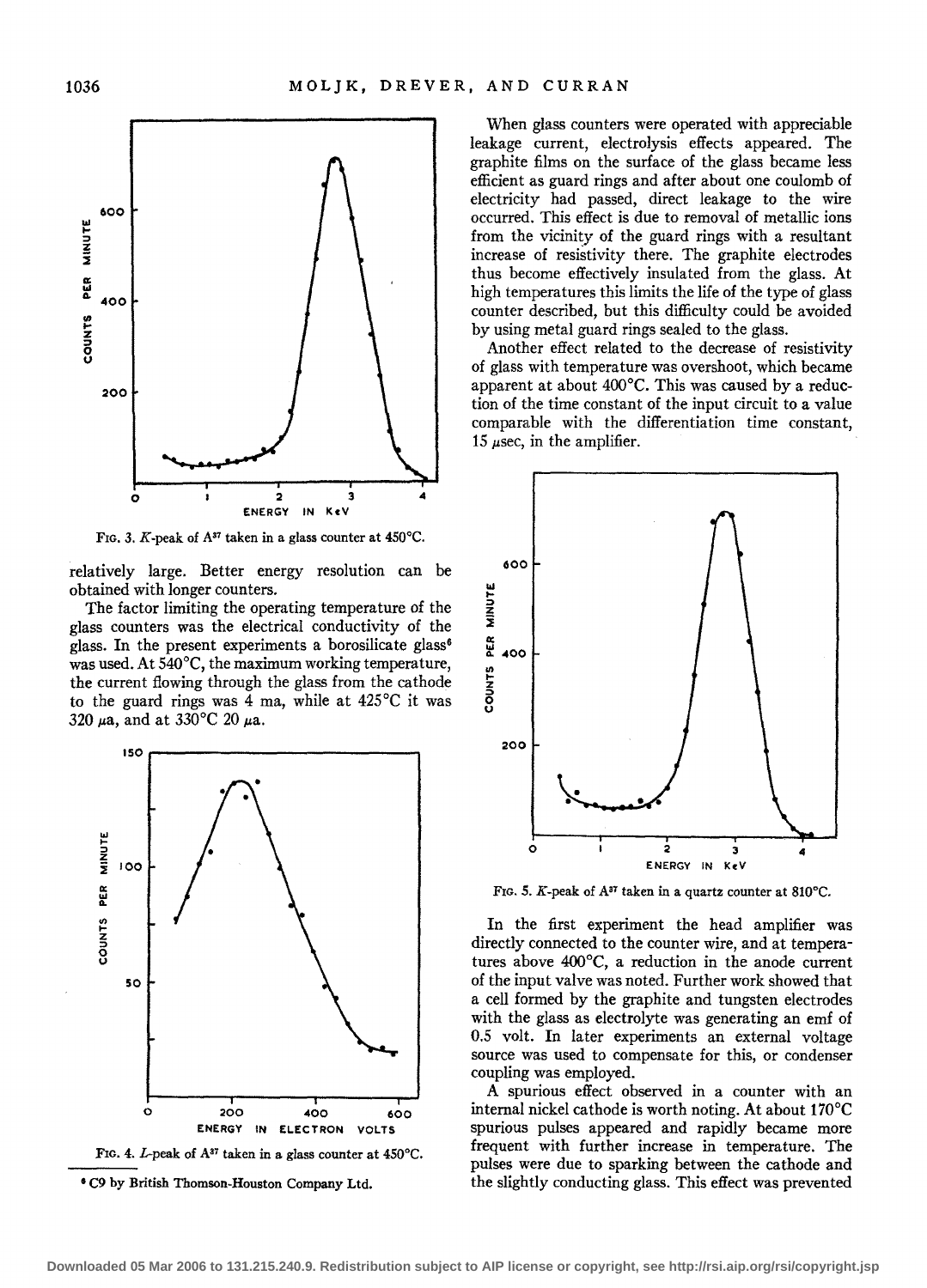FIG. 3. *K*-peak of $A^{37}$ taken in a glass counter at 450°C.

relatively large. Better energy resolution can be obtained with longer counters.

The factor limiting the operating temperature of the glass counters was the electrical conductivity of the glass. In the present experiments a borosilicate glass[6] was used. At 540°C, the maximum working temperature, the current flowing through the glass from the cathode to the guard rings was 4 ma, while at 425°C it was 320 μa, and at 330°C 20 μa.

FIG. 4. *L*-peak of $A^{37}$ taken in a glass counter at 450°C.

[6] C9 by British Thomson-Houston Company Ltd.

When glass counters were operated with appreciable leakage current, electrolysis effects appeared. The graphite films on the surface of the glass became less efficient as guard rings and after about one coulomb of electricity had passed, direct leakage to the wire occurred. This effect is due to removal of metallic ions from the vicinity of the guard rings with a resultant increase of resistivity there. The graphite electrodes thus become effectively insulated from the glass. At high temperatures this limits the life of the type of glass counter described, but this difficulty could be avoided by using metal guard rings sealed to the glass.

Another effect related to the decrease of resistivity of glass with temperature was overshoot, which became apparent at about 400°C. This was caused by a reduction of the time constant of the input circuit to a value comparable with the differentiation time constant, 15 μsec, in the amplifier.

FIG. 5. *K*-peak of $A^{37}$ taken in a quartz counter at 810°C.

In the first experiment the head amplifier was directly connected to the counter wire, and at temperatures above 400°C, a reduction in the anode current of the input valve was noted. Further work showed that a cell formed by the graphite and tungsten electrodes with the glass as electrolyte was generating an emf of 0.5 volt. In later experiments an external voltage source was used to compensate for this, or condenser coupling was employed.

A spurious effect observed in a counter with an internal nickel cathode is worth noting. At about 170°C spurious pulses appeared and rapidly became more frequent with further increase in temperature. The pulses were due to sparking between the cathode and the slightly conducting glass. This effect was prevented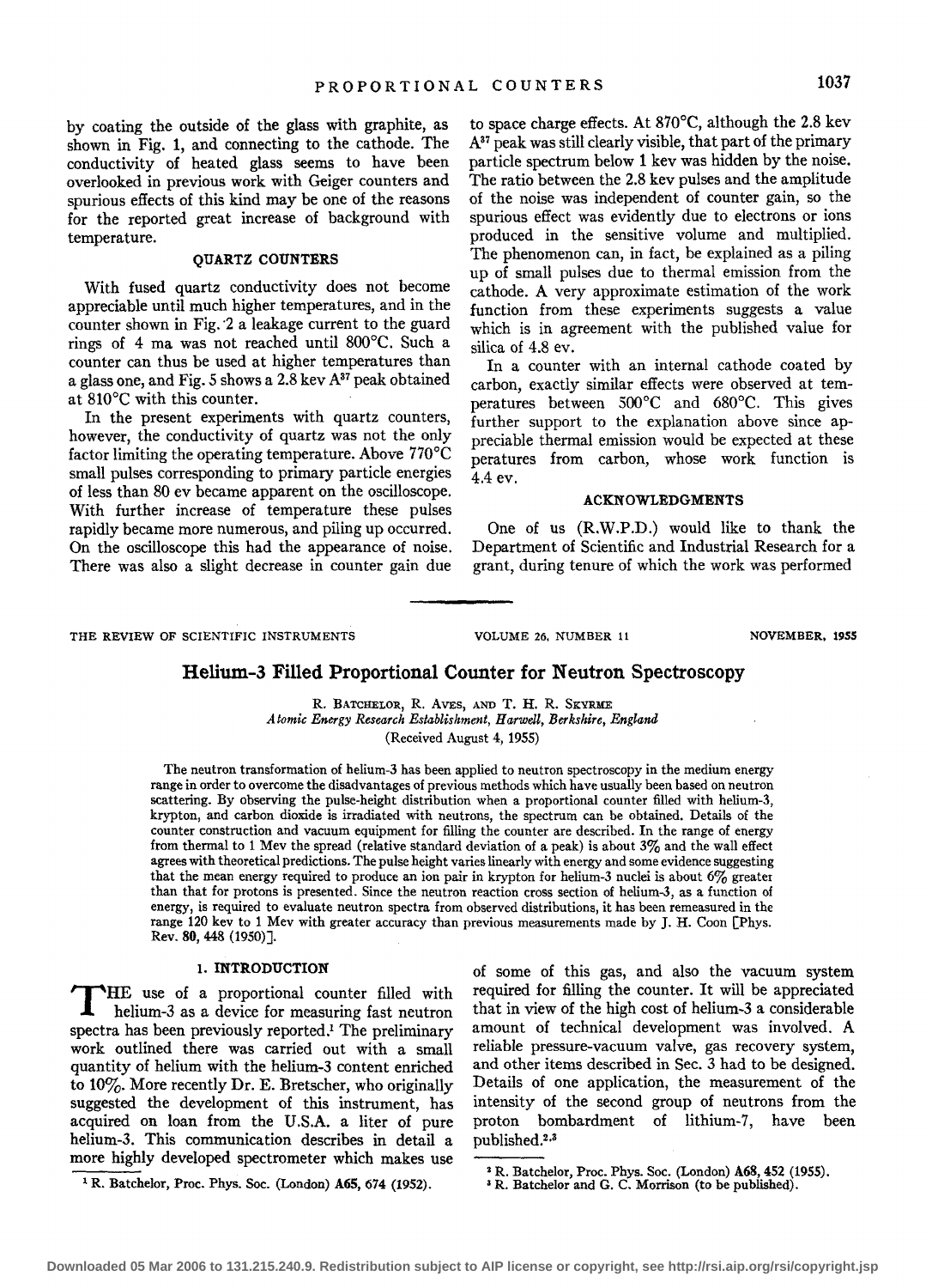by coating the outside of the glass with graphite, as shown in Fig. 1, and connecting to the cathode. The conductivity of heated glass seems to have been overlooked in previous work with Geiger counters and spurious effects of this kind may be one of the reasons for the reported great increase of background with temperature.

### QUARTZ COUNTERS

With fused quartz conductivity does not become appreciable until much higher temperatures, and in the counter shown in Fig. 2 a leakage current to the guard rings of 4 ma was not reached until 800°C. Such a counter can thus be used at higher temperatures than a glass one, and Fig. 5 shows a 2.8 kev $A^{37}$ peak obtained at 810°C with this counter.

In the present experiments with quartz counters, however, the conductivity of quartz was not the only factor limiting the operating temperature. Above 770°C small pulses corresponding to primary particle energies of less than 80 ev became apparent on the oscilloscope. With further increase of temperature these pulses rapidly became more numerous, and piling up occurred. On the oscilloscope this had the appearance of noise. There was also a slight decrease in counter gain due to space charge effects. At 870°C, although the 2.8 kev $A^{37}$ peak was still clearly visible, that part of the primary particle spectrum below 1 kev was hidden by the noise. The ratio between the 2.8 kev pulses and the amplitude of the noise was independent of counter gain, so the spurious effect was evidently due to electrons or ions produced in the sensitive volume and multiplied. The phenomenon can, in fact, be explained as a piling up of small pulses due to thermal emission from the cathode. A very approximate estimation of the work function from these experiments suggests a value which is in agreement with the published value for silica of 4.8 ev.

In a counter with an internal cathode coated by carbon, exactly similar effects were observed at temperatures between 500°C and 680°C. This gives further support to the explanation above since appreciable thermal emission would be expected at these peratures from carbon, whose work function is 4.4 ev.

### ACKNOWLEDGMENTS

One of us (R.W.P.D.) would like to thank the Department of Scientific and Industrial Research for a grant, during tenure of which the work was performed

---

THE REVIEW OF SCIENTIFIC INSTRUMENTS VOLUME 26, NUMBER 11 NOVEMBER, 1955

# Helium-3 Filled Proportional Counter for Neutron Spectroscopy

R. Batchelor, R. Aves, and T. H. R. Skyrme
*Atomic Energy Research Establishment, Harwell, Berkshire, England*
(Received August 4, 1955)

The neutron transformation of helium-3 has been applied to neutron spectroscopy in the medium energy range in order to overcome the disadvantages of previous methods which have usually been based on neutron scattering. By observing the pulse-height distribution when a proportional counter filled with helium-3, krypton, and carbon dioxide is irradiated with neutrons, the spectrum can be obtained. Details of the counter construction and vacuum equipment for filling the counter are described. In the range of energy from thermal to 1 Mev the spread (relative standard deviation of a peak) is about 3% and the wall effect agrees with theoretical predictions. The pulse height varies linearly with energy and some evidence suggesting that the mean energy required to produce an ion pair in krypton for helium-3 nuclei is about 6% greater than that for protons is presented. Since the neutron reaction cross section of helium-3, as a function of energy, is required to evaluate neutron spectra from observed distributions, it has been remeasured in the range 120 kev to 1 Mev with greater accuracy than previous measurements made by J. H. Coon [Phys. Rev. **80**, 448 (1950)].

## 1. INTRODUCTION

The use of a proportional counter filled with helium-3 as a device for measuring fast neutron spectra has been previously reported.[1] The preliminary work outlined there was carried out with a small quantity of helium with the helium-3 content enriched to 10%. More recently Dr. E. Bretscher, who originally suggested the development of this instrument, has acquired on loan from the U.S.A. a liter of pure helium-3. This communication describes in detail a more highly developed spectrometer which makes use of some of this gas, and also the vacuum system required for filling the counter. It will be appreciated that in view of the high cost of helium-3 a considerable amount of technical development was involved. A reliable pressure-vacuum valve, gas recovery system, and other items described in Sec. 3 had to be designed. Details of one application, the measurement of the intensity of the second group of neutrons from the proton bombardment of lithium-7, have been published.[2,3]

[1] R. Batchelor, Proc. Phys. Soc. (London) **A65**, 674 (1952).

[2] R. Batchelor, Proc. Phys. Soc. (London) **A68**, 452 (1955).

[3] R. Batchelor and G. C. Morrison (to be published).